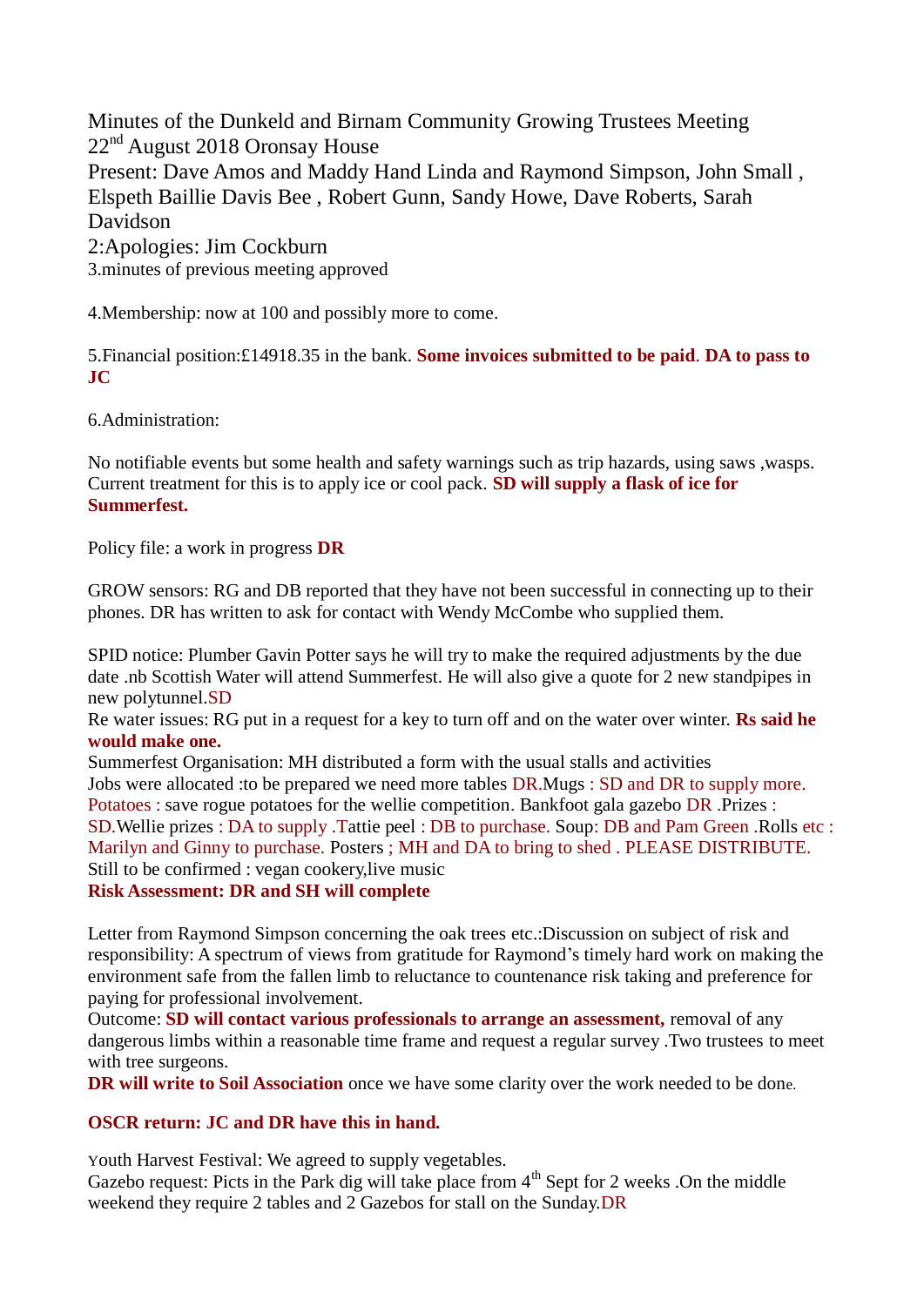Minutes of the Dunkeld and Birnam Community Growing Trustees Meeting
22nd August 2018 Oronsay House
Present: Dave Amos and Maddy Hand Linda and Raymond Simpson, John Small , Elspeth Baillie Davis Bee , Robert Gunn, Sandy Howe, Dave Roberts, Sarah Davidson
2:Apologies: Jim Cockburn
3.minutes of previous meeting approved

4.Membership: now at 100 and possibly more to come.

5.Financial position:£14918.35 in the bank. **Some invoices submitted to be paid**. **DA to pass to JC**

6.Administration:

No notifiable events but some health and safety warnings such as trip hazards, using saws ,wasps. Current treatment for this is to apply ice or cool pack. **SD will supply a flask of ice for Summerfest.**

Policy file: a work in progress **DR**

GROW sensors: RG and DB reported that they have not been successful in connecting up to their phones. DR has written to ask for contact with Wendy McCombe who supplied them.

SPID notice: Plumber Gavin Potter says he will try to make the required adjustments by the due date .nb Scottish Water will attend Summerfest. He will also give a quote for 2 new standpipes in new polytunnel.SD
Re water issues: RG put in a request for a key to turn off and on the water over winter. **Rs said he would make one.**
Summerfest Organisation: MH distributed a form with the usual stalls and activities
Jobs were allocated :to be prepared we need more tables DR.Mugs : SD and DR to supply more. Potatoes : save rogue potatoes for the wellie competition. Bankfoot gala gazebo DR .Prizes : SD.Wellie prizes : DA to supply .Tattie peel : DB to purchase. Soup: DB and Pam Green .Rolls etc : Marilyn and Ginny to purchase. Posters ; MH and DA to bring to shed . PLEASE DISTRIBUTE.
Still to be confirmed : vegan cookery,live music
**Risk Assessment: DR and SH will complete**

Letter from Raymond Simpson concerning the oak trees etc.:Discussion on subject of risk and responsibility: A spectrum of views from gratitude for Raymond's timely hard work on making the environment safe from the fallen limb to reluctance to countenance risk taking and preference for paying for professional involvement.
Outcome: **SD will contact various professionals to arrange an assessment,** removal of any dangerous limbs within a reasonable time frame and request a regular survey .Two trustees to meet with tree surgeons.
**DR will write to Soil Association** once we have some clarity over the work needed to be done.

**OSCR return: JC and DR have this in hand.**

Youth Harvest Festival: We agreed to supply vegetables.
Gazebo request: Picts in the Park dig will take place from 4th Sept for 2 weeks .On the middle weekend they require 2 tables and 2 Gazebos for stall on the Sunday.DR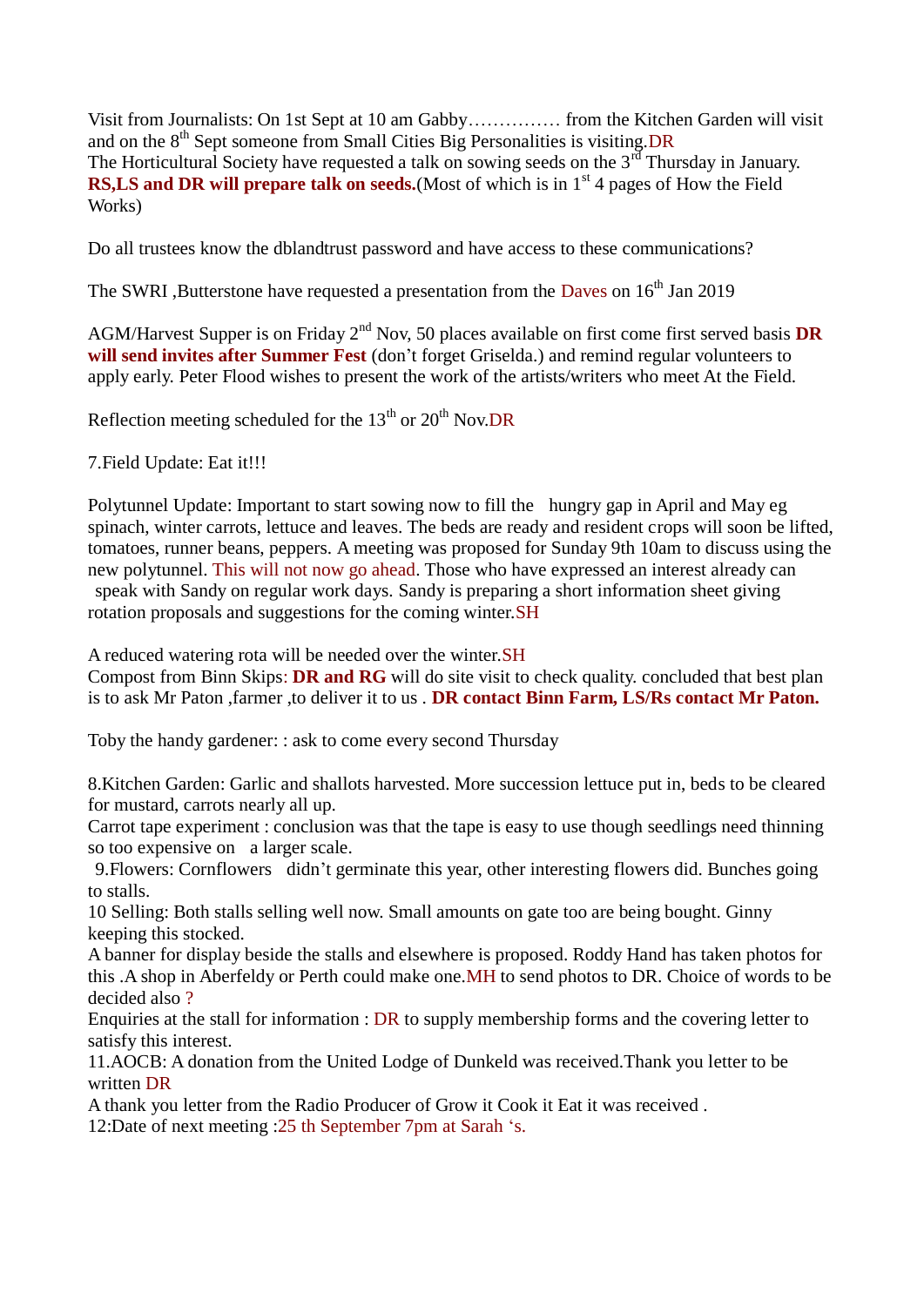Visit from Journalists: On 1st Sept at 10 am Gabby…………… from the Kitchen Garden will visit and on the 8th Sept someone from Small Cities Big Personalities is visiting.DR
The Horticultural Society have requested a talk on sowing seeds on the 3rd Thursday in January. **RS,LS and DR will prepare talk on seeds.**(Most of which is in 1st 4 pages of How the Field Works)

Do all trustees know the dblandtrust password and have access to these communications?

The SWRI ,Butterstone have requested a presentation from the Daves on 16th Jan 2019

AGM/Harvest Supper is on Friday 2nd Nov, 50 places available on first come first served basis **DR will send invites after Summer Fest** (don't forget Griselda.) and remind regular volunteers to apply early. Peter Flood wishes to present the work of the artists/writers who meet At the Field.

Reflection meeting scheduled for the 13th or 20th Nov.DR

7.Field Update: Eat it!!!

Polytunnel Update: Important to start sowing now to fill the hungry gap in April and May eg spinach, winter carrots, lettuce and leaves. The beds are ready and resident crops will soon be lifted, tomatoes, runner beans, peppers. A meeting was proposed for Sunday 9th 10am to discuss using the new polytunnel. This will not now go ahead. Those who have expressed an interest already can speak with Sandy on regular work days. Sandy is preparing a short information sheet giving rotation proposals and suggestions for the coming winter.SH

A reduced watering rota will be needed over the winter.SH
Compost from Binn Skips: **DR and RG** will do site visit to check quality. concluded that best plan is to ask Mr Paton ,farmer ,to deliver it to us . **DR contact Binn Farm, LS/Rs contact Mr Paton.**

Toby the handy gardener: : ask to come every second Thursday

8.Kitchen Garden: Garlic and shallots harvested. More succession lettuce put in, beds to be cleared for mustard, carrots nearly all up.
Carrot tape experiment : conclusion was that the tape is easy to use though seedlings need thinning so too expensive on a larger scale.
9.Flowers: Cornflowers didn't germinate this year, other interesting flowers did. Bunches going to stalls.
10 Selling: Both stalls selling well now. Small amounts on gate too are being bought. Ginny keeping this stocked.
A banner for display beside the stalls and elsewhere is proposed. Roddy Hand has taken photos for this .A shop in Aberfeldy or Perth could make one.MH to send photos to DR. Choice of words to be decided also ?
Enquiries at the stall for information : DR to supply membership forms and the covering letter to satisfy this interest.
11.AOCB: A donation from the United Lodge of Dunkeld was received.Thank you letter to be written DR
A thank you letter from the Radio Producer of Grow it Cook it Eat it was received .
12:Date of next meeting :25 th September 7pm at Sarah 's.